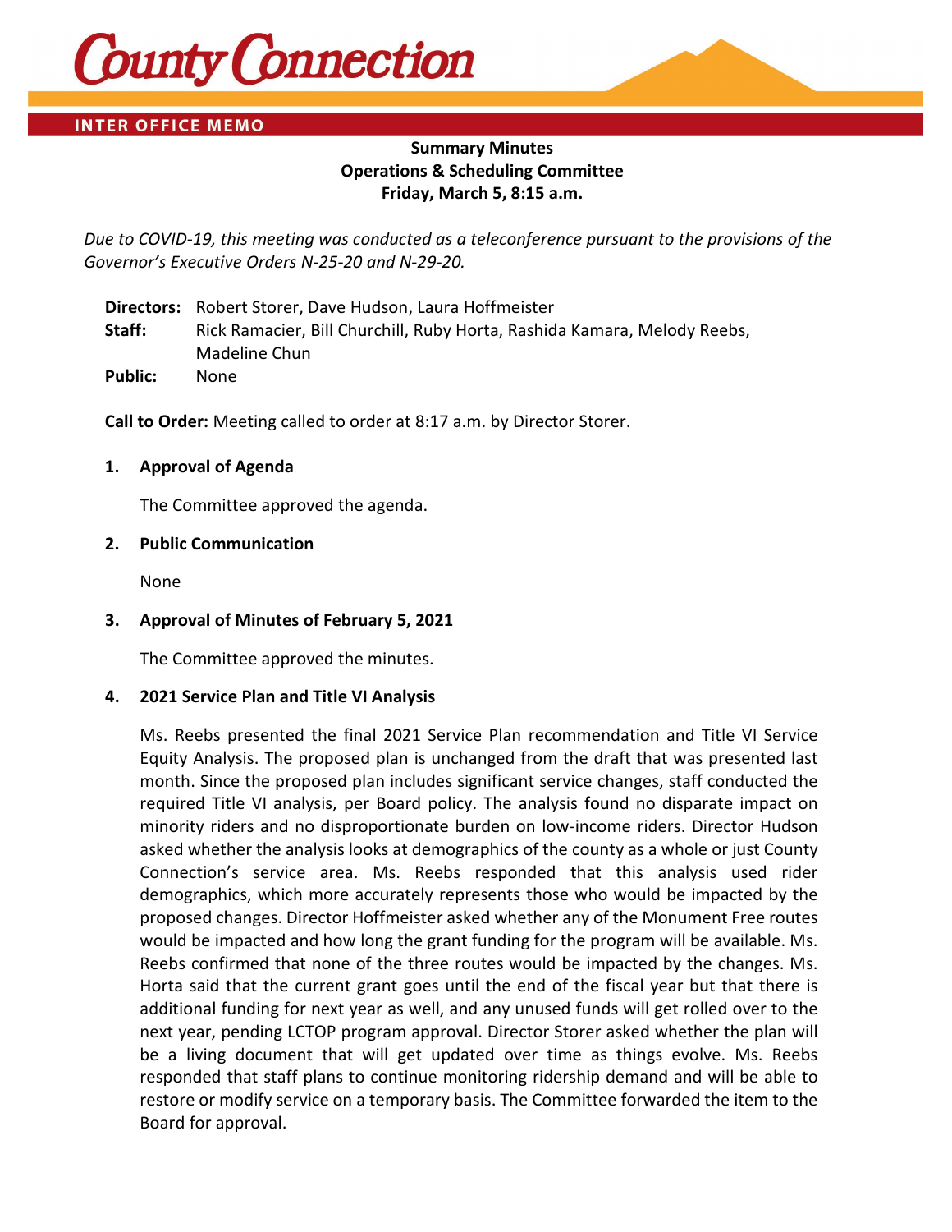County Connection

INTER OFFICE MEMO

**Summary Minutes**
**Operations & Scheduling Committee**
**Friday, March 5, 8:15 a.m.**

*Due to COVID-19, this meeting was conducted as a teleconference pursuant to the provisions of the Governor's Executive Orders N-25-20 and N-29-20.*

**Directors:** Robert Storer, Dave Hudson, Laura Hoffmeister
**Staff:** Rick Ramacier, Bill Churchill, Ruby Horta, Rashida Kamara, Melody Reebs, Madeline Chun
**Public:** None

**Call to Order:** Meeting called to order at 8:17 a.m. by Director Storer.

**1. Approval of Agenda**

The Committee approved the agenda.

**2. Public Communication**

None

**3. Approval of Minutes of February 5, 2021**

The Committee approved the minutes.

**4. 2021 Service Plan and Title VI Analysis**

Ms. Reebs presented the final 2021 Service Plan recommendation and Title VI Service Equity Analysis. The proposed plan is unchanged from the draft that was presented last month. Since the proposed plan includes significant service changes, staff conducted the required Title VI analysis, per Board policy. The analysis found no disparate impact on minority riders and no disproportionate burden on low-income riders. Director Hudson asked whether the analysis looks at demographics of the county as a whole or just County Connection's service area. Ms. Reebs responded that this analysis used rider demographics, which more accurately represents those who would be impacted by the proposed changes. Director Hoffmeister asked whether any of the Monument Free routes would be impacted and how long the grant funding for the program will be available. Ms. Reebs confirmed that none of the three routes would be impacted by the changes. Ms. Horta said that the current grant goes until the end of the fiscal year but that there is additional funding for next year as well, and any unused funds will get rolled over to the next year, pending LCTOP program approval. Director Storer asked whether the plan will be a living document that will get updated over time as things evolve. Ms. Reebs responded that staff plans to continue monitoring ridership demand and will be able to restore or modify service on a temporary basis. The Committee forwarded the item to the Board for approval.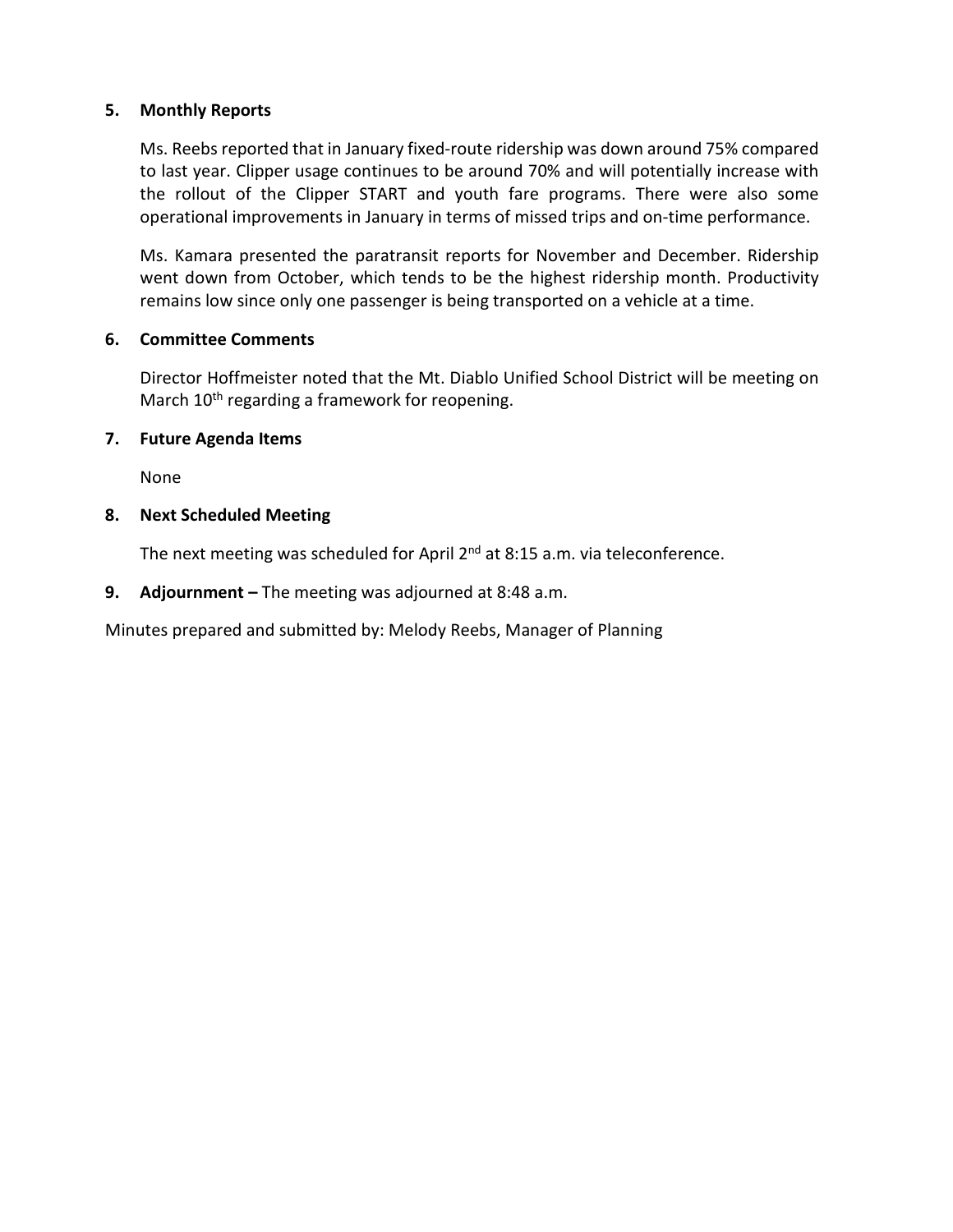**5. Monthly Reports**

Ms. Reebs reported that in January fixed-route ridership was down around 75% compared to last year. Clipper usage continues to be around 70% and will potentially increase with the rollout of the Clipper START and youth fare programs. There were also some operational improvements in January in terms of missed trips and on-time performance.

Ms. Kamara presented the paratransit reports for November and December. Ridership went down from October, which tends to be the highest ridership month. Productivity remains low since only one passenger is being transported on a vehicle at a time.

**6. Committee Comments**

Director Hoffmeister noted that the Mt. Diablo Unified School District will be meeting on March 10th regarding a framework for reopening.

**7. Future Agenda Items**

None

**8. Next Scheduled Meeting**

The next meeting was scheduled for April 2nd at 8:15 a.m. via teleconference.

**9. Adjournment –** The meeting was adjourned at 8:48 a.m.

Minutes prepared and submitted by: Melody Reebs, Manager of Planning